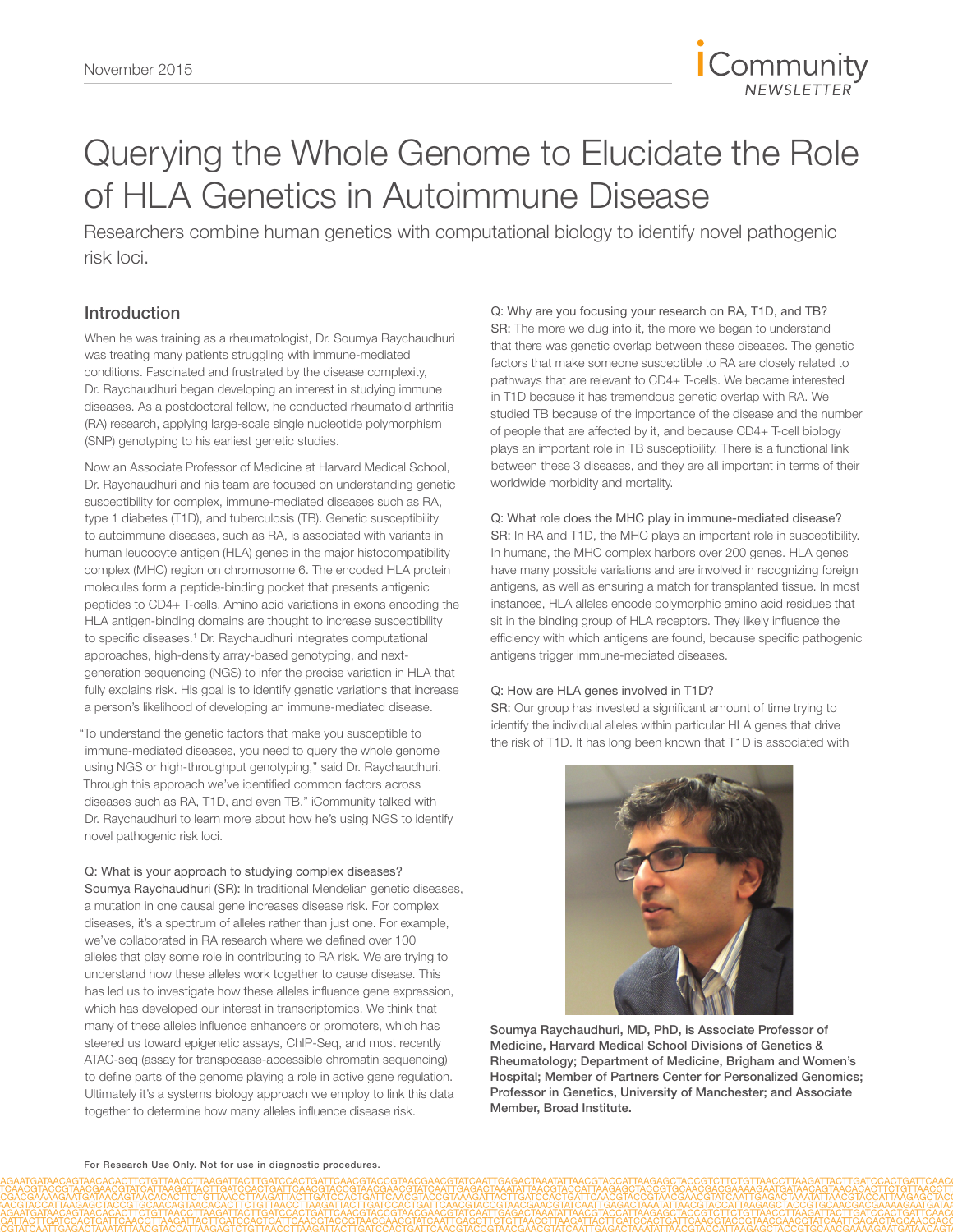# Querying the Whole Genome to Elucidate the Role of HLA Genetics in Autoimmune Disease

Researchers combine human genetics with computational biology to identify novel pathogenic risk loci.

## Introduction

When he was training as a rheumatologist, Dr. Soumya Raychaudhuri was treating many patients struggling with immune-mediated conditions. Fascinated and frustrated by the disease complexity, Dr. Raychaudhuri began developing an interest in studying immune diseases. As a postdoctoral fellow, he conducted rheumatoid arthritis (RA) research, applying large-scale single nucleotide polymorphism (SNP) genotyping to his earliest genetic studies.

Now an Associate Professor of Medicine at Harvard Medical School, Dr. Raychaudhuri and his team are focused on understanding genetic susceptibility for complex, immune-mediated diseases such as RA, type 1 diabetes (T1D), and tuberculosis (TB). Genetic susceptibility to autoimmune diseases, such as RA, is associated with variants in human leucocyte antigen (HLA) genes in the major histocompatibility complex (MHC) region on chromosome 6. The encoded HLA protein molecules form a peptide-binding pocket that presents antigenic peptides to CD4+ T-cells. Amino acid variations in exons encoding the HLA antigen-binding domains are thought to increase susceptibility to specific diseases.[1] Dr. Raychaudhuri integrates computational approaches, high-density array-based genotyping, and next-generation sequencing (NGS) to infer the precise variation in HLA that fully explains risk. His goal is to identify genetic variations that increase a person's likelihood of developing an immune-mediated disease.

"To understand the genetic factors that make you susceptible to immune-mediated diseases, you need to query the whole genome using NGS or high-throughput genotyping," said Dr. Raychaudhuri. Through this approach we've identified common factors across diseases such as RA, T1D, and even TB." iCommunity talked with Dr. Raychaudhuri to learn more about how he's using NGS to identify novel pathogenic risk loci.

Q: What is your approach to studying complex diseases?
Soumya Raychaudhuri (SR): In traditional Mendelian genetic diseases, a mutation in one causal gene increases disease risk. For complex diseases, it's a spectrum of alleles rather than just one. For example, we've collaborated in RA research where we defined over 100 alleles that play some role in contributing to RA risk. We are trying to understand how these alleles work together to cause disease. This has led us to investigate how these alleles influence gene expression, which has developed our interest in transcriptomics. We think that many of these alleles influence enhancers or promoters, which has steered us toward epigenetic assays, ChIP-Seq, and most recently ATAC-seq (assay for transposase-accessible chromatin sequencing) to define parts of the genome playing a role in active gene regulation. Ultimately it's a systems biology approach we employ to link this data together to determine how many alleles influence disease risk.

Q: Why are you focusing your research on RA, T1D, and TB?
SR: The more we dug into it, the more we began to understand that there was genetic overlap between these diseases. The genetic factors that make someone susceptible to RA are closely related to pathways that are relevant to CD4+ T-cells. We became interested in T1D because it has tremendous genetic overlap with RA. We studied TB because of the importance of the disease and the number of people that are affected by it, and because CD4+ T-cell biology plays an important role in TB susceptibility. There is a functional link between these 3 diseases, and they are all important in terms of their worldwide morbidity and mortality.

Q: What role does the MHC play in immune-mediated disease?
SR: In RA and T1D, the MHC plays an important role in susceptibility. In humans, the MHC complex harbors over 200 genes. HLA genes have many possible variations and are involved in recognizing foreign antigens, as well as ensuring a match for transplanted tissue. In most instances, HLA alleles encode polymorphic amino acid residues that sit in the binding group of HLA receptors. They likely influence the efficiency with which antigens are found, because specific pathogenic antigens trigger immune-mediated diseases.

Q: How are HLA genes involved in T1D?
SR: Our group has invested a significant amount of time trying to identify the individual alleles within particular HLA genes that drive the risk of T1D. It has long been known that T1D is associated with

**Soumya Raychaudhuri, MD, PhD, is Associate Professor of Medicine, Harvard Medical School Divisions of Genetics & Rheumatology; Department of Medicine, Brigham and Women's Hospital; Member of Partners Center for Personalized Genomics; Professor in Genetics, University of Manchester; and Associate Member, Broad Institute.**

For Research Use Only. Not for use in diagnostic procedures.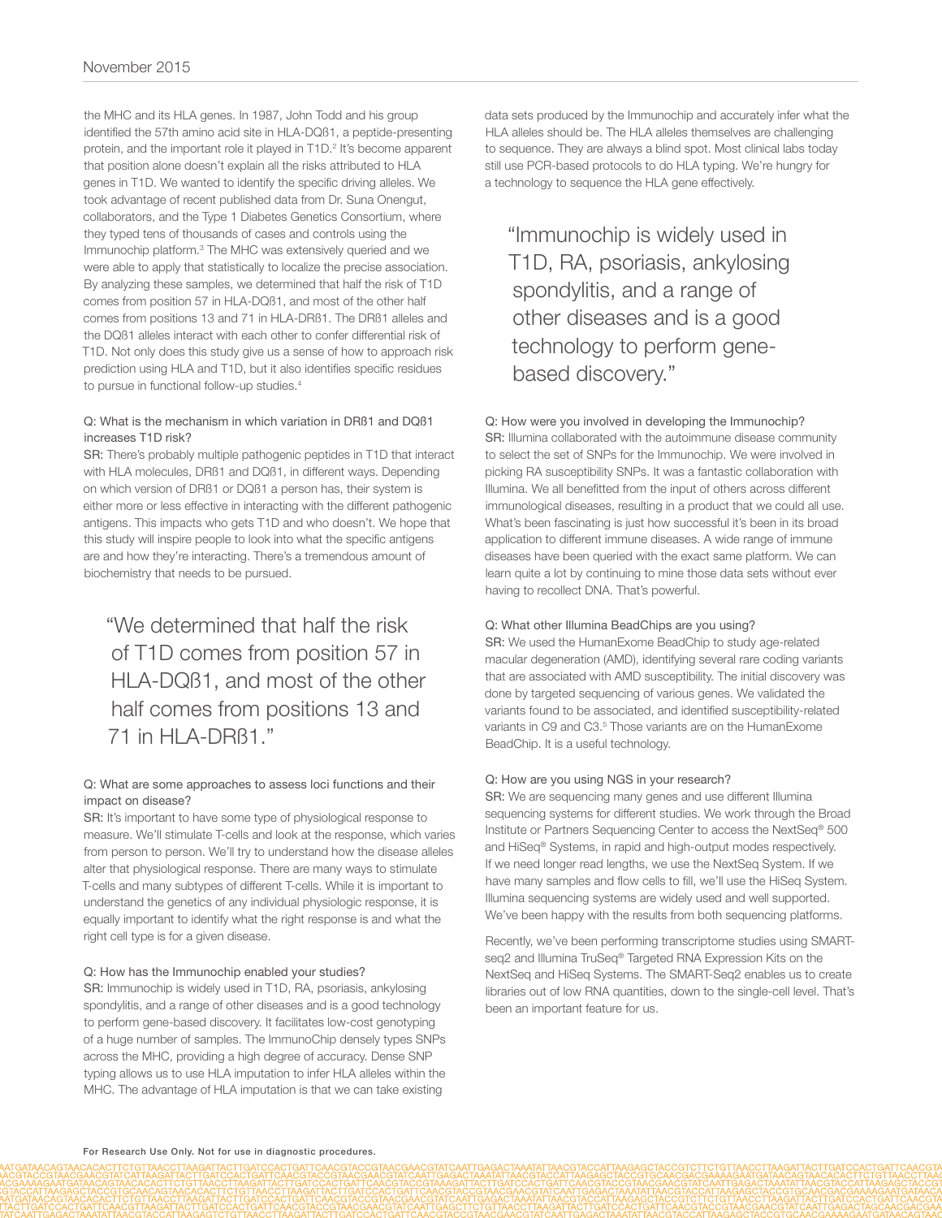the MHC and its HLA genes. In 1987, John Todd and his group identified the 57th amino acid site in HLA-DQß1, a peptide-presenting protein, and the important role it played in T1D.[2] It's become apparent that position alone doesn't explain all the risks attributed to HLA genes in T1D. We wanted to identify the specific driving alleles. We took advantage of recent published data from Dr. Suna Onengut, collaborators, and the Type 1 Diabetes Genetics Consortium, where they typed tens of thousands of cases and controls using the Immunochip platform.[3] The MHC was extensively queried and we were able to apply that statistically to localize the precise association. By analyzing these samples, we determined that half the risk of T1D comes from position 57 in HLA-DQß1, and most of the other half comes from positions 13 and 71 in HLA-DRß1. The DRß1 alleles and the DQß1 alleles interact with each other to confer differential risk of T1D. Not only does this study give us a sense of how to approach risk prediction using HLA and T1D, but it also identifies specific residues to pursue in functional follow-up studies.[4]

Q: What is the mechanism in which variation in DRß1 and DQß1 increases T1D risk?
SR: There's probably multiple pathogenic peptides in T1D that interact with HLA molecules, DRß1 and DQß1, in different ways. Depending on which version of DRß1 or DQß1 a person has, their system is either more or less effective in interacting with the different pathogenic antigens. This impacts who gets T1D and who doesn't. We hope that this study will inspire people to look into what the specific antigens are and how they're interacting. There's a tremendous amount of biochemistry that needs to be pursued.

> "We determined that half the risk of T1D comes from position 57 in HLA-DQß1, and most of the other half comes from positions 13 and 71 in HLA-DRß1."

Q: What are some approaches to assess loci functions and their impact on disease?
SR: It's important to have some type of physiological response to measure. We'll stimulate T-cells and look at the response, which varies from person to person. We'll try to understand how the disease alleles alter that physiological response. There are many ways to stimulate T-cells and many subtypes of different T-cells. While it is important to understand the genetics of any individual physiologic response, it is equally important to identify what the right response is and what the right cell type is for a given disease.

Q: How has the Immunochip enabled your studies?
SR: Immunochip is widely used in T1D, RA, psoriasis, ankylosing spondylitis, and a range of other diseases and is a good technology to perform gene-based discovery. It facilitates low-cost genotyping of a huge number of samples. The ImmunoChip densely types SNPs across the MHC, providing a high degree of accuracy. Dense SNP typing allows us to use HLA imputation to infer HLA alleles within the MHC. The advantage of HLA imputation is that we can take existing data sets produced by the Immunochip and accurately infer what the HLA alleles should be. The HLA alleles themselves are challenging to sequence. They are always a blind spot. Most clinical labs today still use PCR-based protocols to do HLA typing. We're hungry for a technology to sequence the HLA gene effectively.

> "Immunochip is widely used in T1D, RA, psoriasis, ankylosing spondylitis, and a range of other diseases and is a good technology to perform gene-based discovery."

Q: How were you involved in developing the Immunochip?
SR: Illumina collaborated with the autoimmune disease community to select the set of SNPs for the Immunochip. We were involved in picking RA susceptibility SNPs. It was a fantastic collaboration with Illumina. We all benefitted from the input of others across different immunological diseases, resulting in a product that we could all use. What's been fascinating is just how successful it's been in its broad application to different immune diseases. A wide range of immune diseases have been queried with the exact same platform. We can learn quite a lot by continuing to mine those data sets without ever having to recollect DNA. That's powerful.

Q: What other Illumina BeadChips are you using?
SR: We used the HumanExome BeadChip to study age-related macular degeneration (AMD), identifying several rare coding variants that are associated with AMD susceptibility. The initial discovery was done by targeted sequencing of various genes. We validated the variants found to be associated, and identified susceptibility-related variants in C9 and C3.[5] Those variants are on the HumanExome BeadChip. It is a useful technology.

Q: How are you using NGS in your research?
SR: We are sequencing many genes and use different Illumina sequencing systems for different studies. We work through the Broad Institute or Partners Sequencing Center to access the NextSeq® 500 and HiSeq® Systems, in rapid and high-output modes respectively. If we need longer read lengths, we use the NextSeq System. If we have many samples and flow cells to fill, we'll use the HiSeq System. Illumina sequencing systems are widely used and well supported. We've been happy with the results from both sequencing platforms.

Recently, we've been performing transcriptome studies using SMART-seq2 and Illumina TruSeq® Targeted RNA Expression Kits on the NextSeq and HiSeq Systems. The SMART-Seq2 enables us to create libraries out of low RNA quantities, down to the single-cell level. That's been an important feature for us.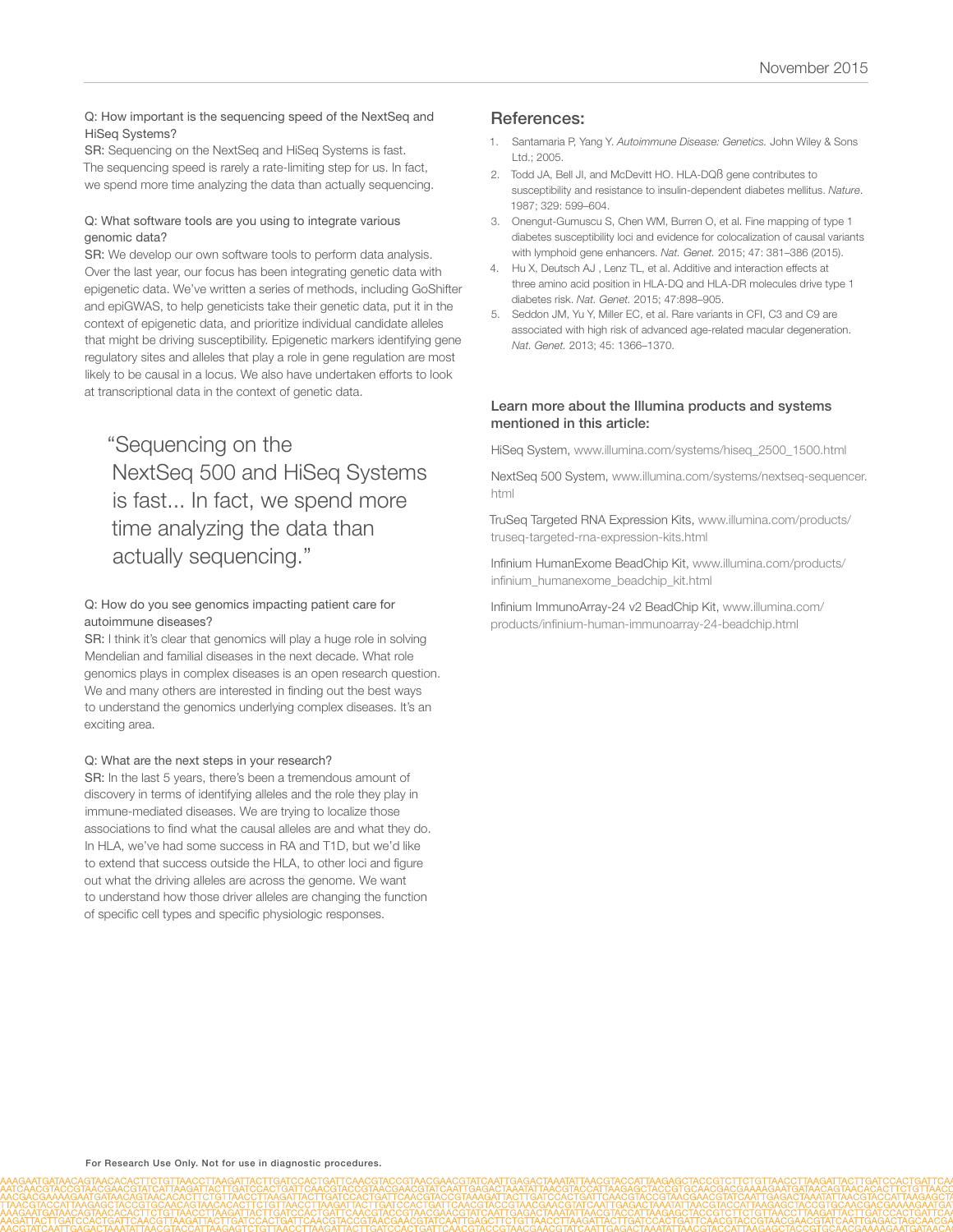Q: How important is the sequencing speed of the NextSeq and HiSeq Systems?

**SR:** Sequencing on the NextSeq and HiSeq Systems is fast. The sequencing speed is rarely a rate-limiting step for us. In fact, we spend more time analyzing the data than actually sequencing.

Q: What software tools are you using to integrate various genomic data?

**SR:** We develop our own software tools to perform data analysis. Over the last year, our focus has been integrating genetic data with epigenetic data. We've written a series of methods, including GoShifter and epiGWAS, to help geneticists take their genetic data, put it in the context of epigenetic data, and prioritize individual candidate alleles that might be driving susceptibility. Epigenetic markers identifying gene regulatory sites and alleles that play a role in gene regulation are most likely to be causal in a locus. We also have undertaken efforts to look at transcriptional data in the context of genetic data.

> "Sequencing on the NextSeq 500 and HiSeq Systems is fast... In fact, we spend more time analyzing the data than actually sequencing."

Q: How do you see genomics impacting patient care for autoimmune diseases?

**SR:** I think it's clear that genomics will play a huge role in solving Mendelian and familial diseases in the next decade. What role genomics plays in complex diseases is an open research question. We and many others are interested in finding out the best ways to understand the genomics underlying complex diseases. It's an exciting area.

Q: What are the next steps in your research?

**SR:** In the last 5 years, there's been a tremendous amount of discovery in terms of identifying alleles and the role they play in immune-mediated diseases. We are trying to localize those associations to find what the causal alleles are and what they do. In HLA, we've had some success in RA and T1D, but we'd like to extend that success outside the HLA, to other loci and figure out what the driving alleles are across the genome. We want to understand how those driver alleles are changing the function of specific cell types and specific physiologic responses.

## References:

1. Santamaria P, Yang Y. *Autoimmune Disease: Genetics.* John Wiley & Sons Ltd.; 2005.
2. Todd JA, Bell JI, and McDevitt HO. HLA-DQß gene contributes to susceptibility and resistance to insulin-dependent diabetes mellitus. *Nature.* 1987; 329: 599–604.
3. Onengut-Gumuscu S, Chen WM, Burren O, et al. Fine mapping of type 1 diabetes susceptibility loci and evidence for colocalization of causal variants with lymphoid gene enhancers. *Nat. Genet.* 2015; 47: 381–386 (2015).
4. Hu X, Deutsch AJ , Lenz TL, et al. Additive and interaction effects at three amino acid position in HLA-DQ and HLA-DR molecules drive type 1 diabetes risk. *Nat. Genet.* 2015; 47:898–905.
5. Seddon JM, Yu Y, Miller EC, et al. Rare variants in CFI, C3 and C9 are associated with high risk of advanced age-related macular degeneration. *Nat. Genet.* 2013; 45: 1366–1370.

### Learn more about the Illumina products and systems mentioned in this article:

HiSeq System, www.illumina.com/systems/hiseq_2500_1500.html

NextSeq 500 System, www.illumina.com/systems/nextseq-sequencer.html

TruSeq Targeted RNA Expression Kits, www.illumina.com/products/truseq-targeted-rna-expression-kits.html

Infinium HumanExome BeadChip Kit, www.illumina.com/products/infinium_humanexome_beadchip_kit.html

Infinium ImmunoArray-24 v2 BeadChip Kit, www.illumina.com/products/infinium-human-immunoarray-24-beadchip.html

For Research Use Only. Not for use in diagnostic procedures.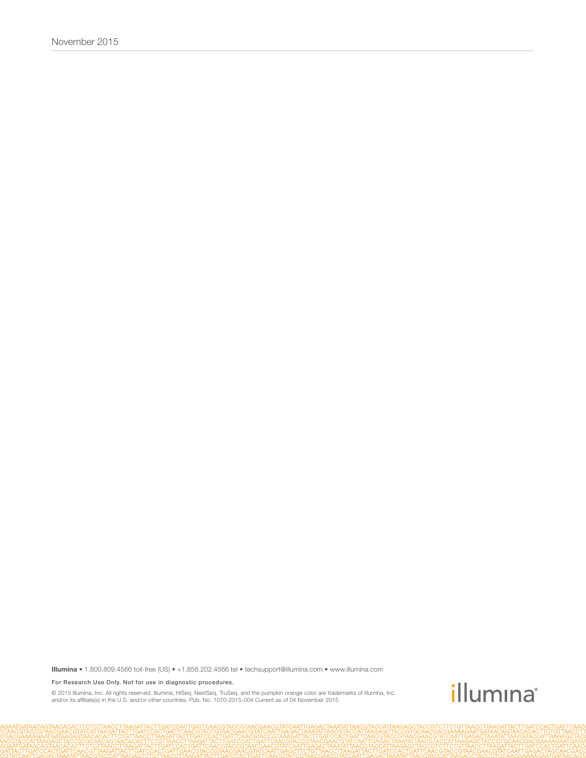November 2015

**Illumina** • 1.800.809.4566 toll-free (US) • +1.858.202.4566 tel • techsupport@illumina.com • www.illumina.com

For Research Use Only. Not for use in diagnostic procedures.

© 2015 Illumina, Inc. All rights reserved. Illumina, HiSeq, NextSeq, TruSeq, and the pumpkin orange color are trademarks of Illumina, Inc. and/or its affiliate(s) in the U.S. and/or other countries. Pub. No. 1070-2015-004 Current as of 04 November 2015

illumina®